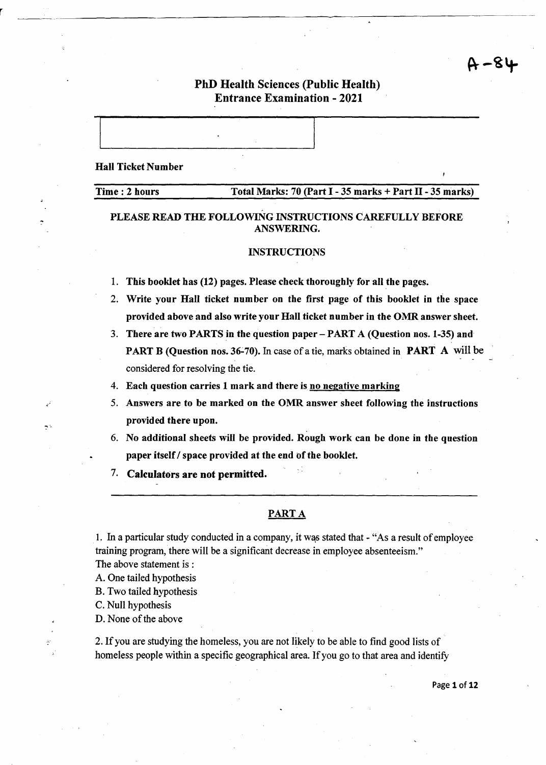A-84

# PhD Health Sciences (Public Health) Entrance Examination - 2021

Hall Ticket Number

**Time : 2 hours** — **Total Marks: 70 (Part I - 35 marks + Part II - 35 marks)**

**PLEASE READ THE FOLLOWING INSTRUCTIONS CAREFULLY BEFORE ANSWERING.**

**INSTRUCTIONS**

1. **This booklet has (12) pages. Please check thoroughly for all the pages.**
2. **Write your Hall ticket number on the first page of this booklet in the space provided above and also write your Hall ticket number in the OMR answer sheet.**
3. **There are two PARTS in the question paper – PART A (Question nos. 1-35) and PART B (Question nos. 36-70).** In case of a tie, marks obtained in **PART A** will be considered for resolving the tie.
4. **Each question carries 1 mark and there is no negative marking**
5. **Answers are to be marked on the OMR answer sheet following the instructions provided there upon.**
6. **No additional sheets will be provided. Rough work can be done in the question paper itself / space provided at the end of the booklet.**
7. **Calculators are not permitted.**

## PART A

1. In a particular study conducted in a company, it was stated that - "As a result of employee training program, there will be a significant decrease in employee absenteeism."
The above statement is :
A. One tailed hypothesis
B. Two tailed hypothesis
C. Null hypothesis
D. None of the above

2. If you are studying the homeless, you are not likely to be able to find good lists of homeless people within a specific geographical area. If you go to that area and identify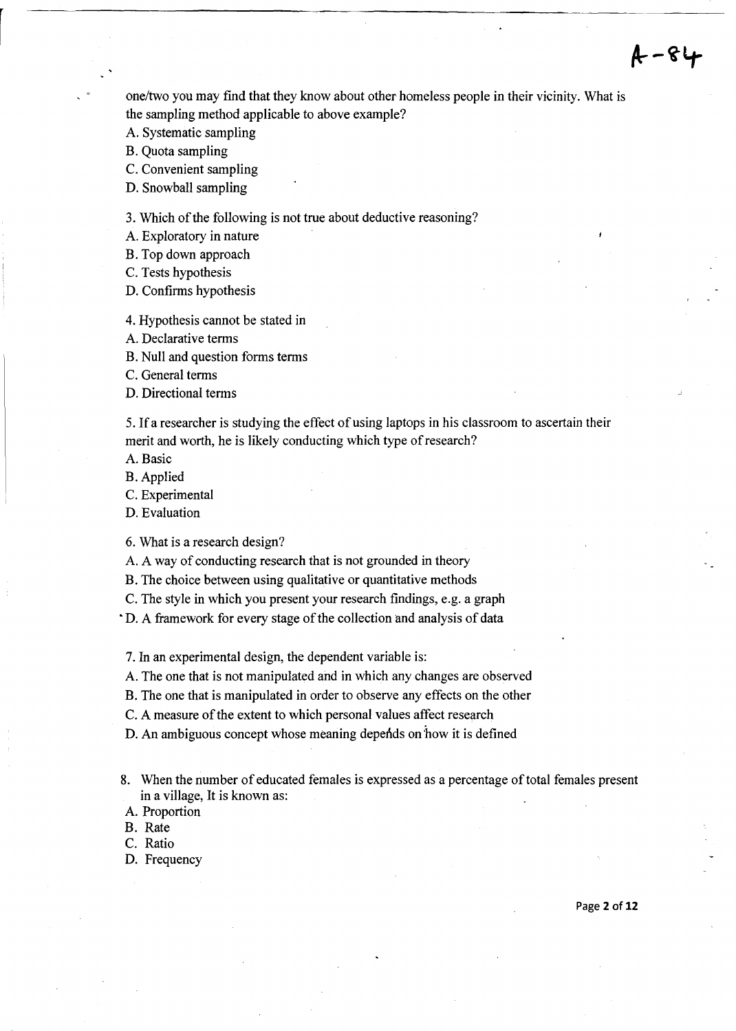one/two you may find that they know about other homeless people in their vicinity. What is the sampling method applicable to above example?

A. Systematic sampling
B. Quota sampling
C. Convenient sampling
D. Snowball sampling

3. Which of the following is not true about deductive reasoning?

A. Exploratory in nature
B. Top down approach
C. Tests hypothesis
D. Confirms hypothesis

4. Hypothesis cannot be stated in

A. Declarative terms
B. Null and question forms terms
C. General terms
D. Directional terms

5. If a researcher is studying the effect of using laptops in his classroom to ascertain their merit and worth, he is likely conducting which type of research?

A. Basic
B. Applied
C. Experimental
D. Evaluation

6. What is a research design?

A. A way of conducting research that is not grounded in theory
B. The choice between using qualitative or quantitative methods
C. The style in which you present your research findings, e.g. a graph
D. A framework for every stage of the collection and analysis of data

7. In an experimental design, the dependent variable is:

A. The one that is not manipulated and in which any changes are observed
B. The one that is manipulated in order to observe any effects on the other
C. A measure of the extent to which personal values affect research
D. An ambiguous concept whose meaning depends on how it is defined

8. When the number of educated females is expressed as a percentage of total females present in a village, It is known as:

A. Proportion
B. Rate
C. Ratio
D. Frequency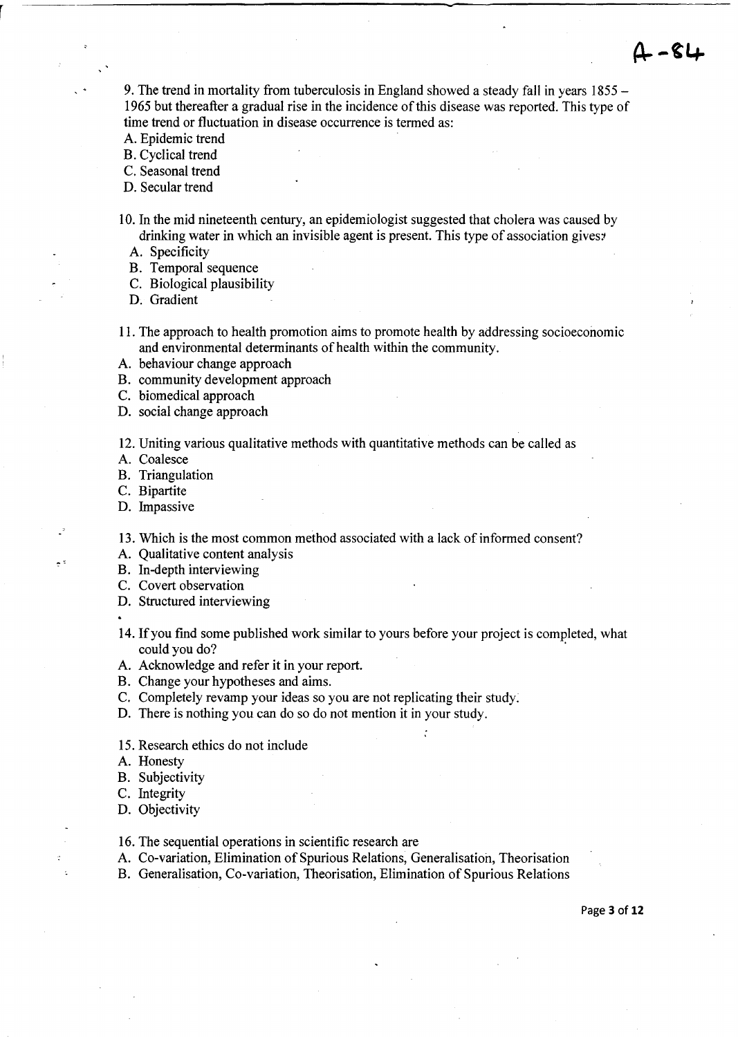9. The trend in mortality from tuberculosis in England showed a steady fall in years 1855 – 1965 but thereafter a gradual rise in the incidence of this disease was reported. This type of time trend or fluctuation in disease occurrence is termed as:

A. Epidemic trend
B. Cyclical trend
C. Seasonal trend
D. Secular trend

10. In the mid nineteenth century, an epidemiologist suggested that cholera was caused by drinking water in which an invisible agent is present. This type of association gives?

A. Specificity
B. Temporal sequence
C. Biological plausibility
D. Gradient

11. The approach to health promotion aims to promote health by addressing socioeconomic and environmental determinants of health within the community.

A. behaviour change approach
B. community development approach
C. biomedical approach
D. social change approach

12. Uniting various qualitative methods with quantitative methods can be called as

A. Coalesce
B. Triangulation
C. Bipartite
D. Impassive

13. Which is the most common method associated with a lack of informed consent?

A. Qualitative content analysis
B. In-depth interviewing
C. Covert observation
D. Structured interviewing

14. If you find some published work similar to yours before your project is completed, what could you do?

A. Acknowledge and refer it in your report.
B. Change your hypotheses and aims.
C. Completely revamp your ideas so you are not replicating their study.
D. There is nothing you can do so do not mention it in your study.

15. Research ethics do not include

A. Honesty
B. Subjectivity
C. Integrity
D. Objectivity

16. The sequential operations in scientific research are

A. Co-variation, Elimination of Spurious Relations, Generalisation, Theorisation
B. Generalisation, Co-variation, Theorisation, Elimination of Spurious Relations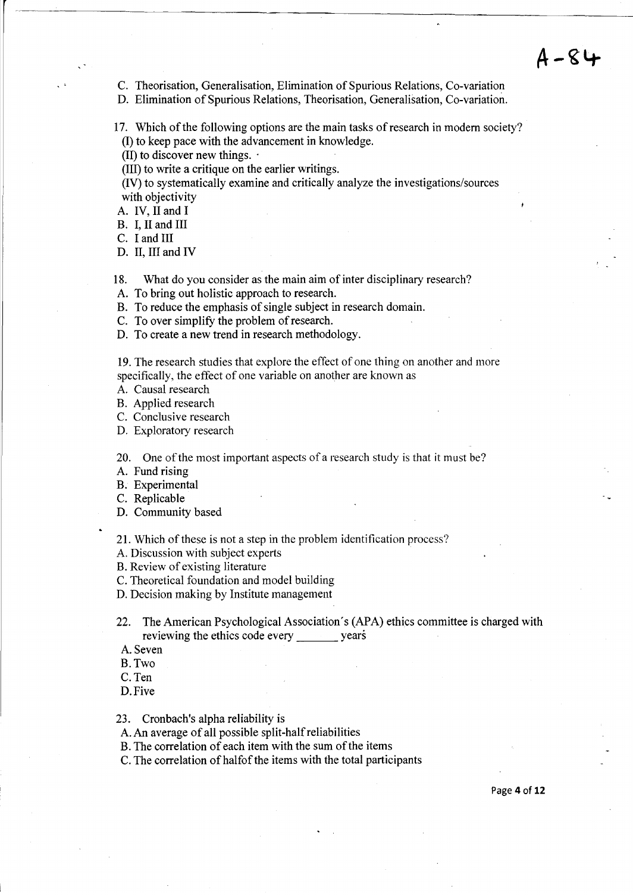C. Theorisation, Generalisation, Elimination of Spurious Relations, Co-variation
D. Elimination of Spurious Relations, Theorisation, Generalisation, Co-variation.

17. Which of the following options are the main tasks of research in modern society?
(I) to keep pace with the advancement in knowledge.
(II) to discover new things.
(III) to write a critique on the earlier writings.
(IV) to systematically examine and critically analyze the investigations/sources with objectivity
A. IV, II and I
B. I, II and III
C. I and III
D. II, III and IV

18. What do you consider as the main aim of inter disciplinary research?
A. To bring out holistic approach to research.
B. To reduce the emphasis of single subject in research domain.
C. To over simplify the problem of research.
D. To create a new trend in research methodology.

19. The research studies that explore the effect of one thing on another and more specifically, the effect of one variable on another are known as
A. Causal research
B. Applied research
C. Conclusive research
D. Exploratory research

20. One of the most important aspects of a research study is that it must be?
A. Fund rising
B. Experimental
C. Replicable
D. Community based

21. Which of these is not a step in the problem identification process?
A. Discussion with subject experts
B. Review of existing literature
C. Theoretical foundation and model building
D. Decision making by Institute management

22. The American Psychological Association's (APA) ethics committee is charged with reviewing the ethics code every _______ years
A. Seven
B. Two
C. Ten
D. Five

23. Cronbach's alpha reliability is
A. An average of all possible split-half reliabilities
B. The correlation of each item with the sum of the items
C. The correlation of half of the items with the total participants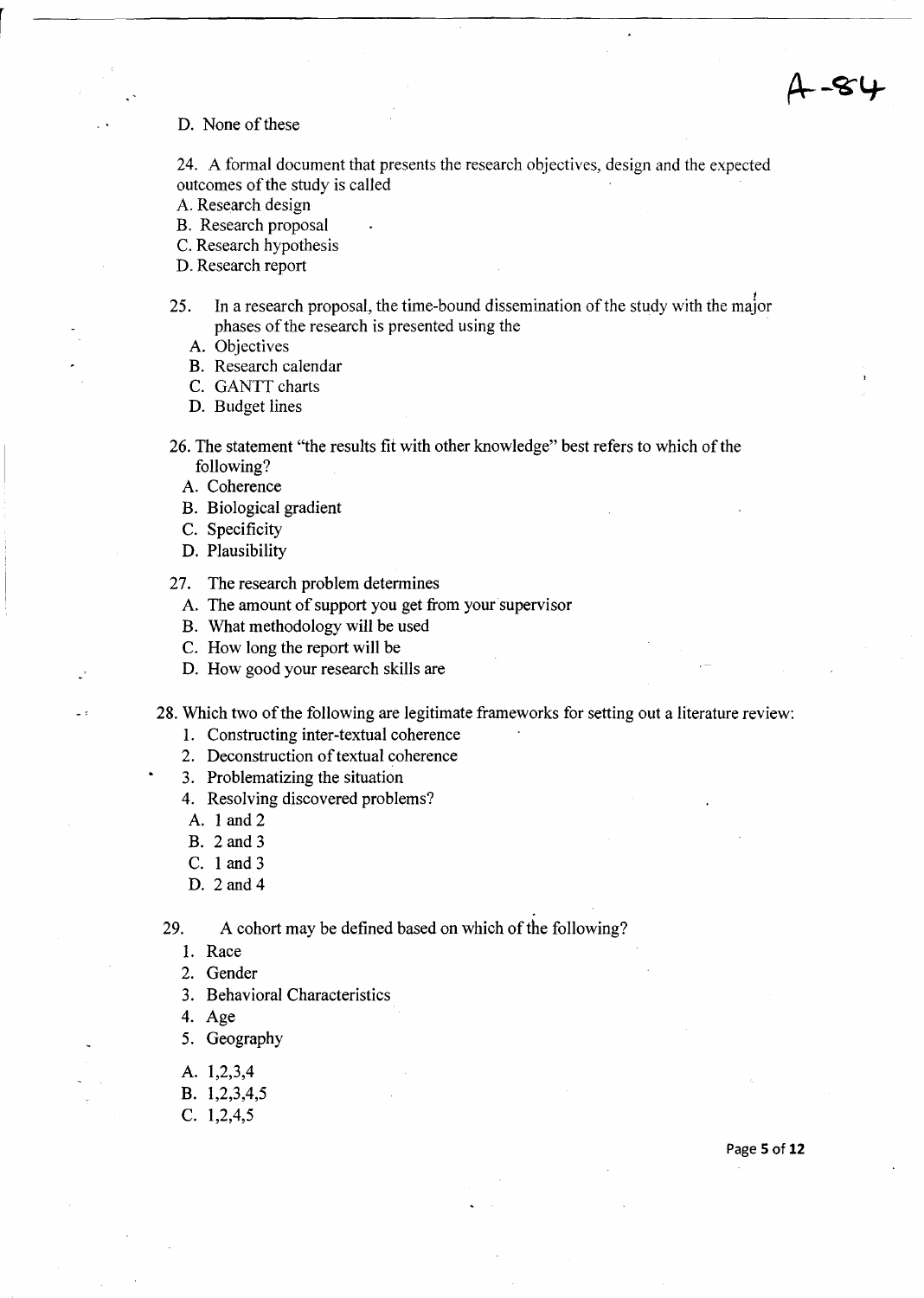D. None of these

24. A formal document that presents the research objectives, design and the expected outcomes of the study is called

A. Research design
B. Research proposal
C. Research hypothesis
D. Research report

25. In a research proposal, the time-bound dissemination of the study with the major phases of the research is presented using the

A. Objectives
B. Research calendar
C. GANTT charts
D. Budget lines

26. The statement "the results fit with other knowledge" best refers to which of the following?

A. Coherence
B. Biological gradient
C. Specificity
D. Plausibility

27. The research problem determines

A. The amount of support you get from your supervisor
B. What methodology will be used
C. How long the report will be
D. How good your research skills are

28. Which two of the following are legitimate frameworks for setting out a literature review:

1. Constructing inter-textual coherence
2. Deconstruction of textual coherence
3. Problematizing the situation
4. Resolving discovered problems?

A. 1 and 2
B. 2 and 3
C. 1 and 3
D. 2 and 4

29. A cohort may be defined based on which of the following?

1. Race
2. Gender
3. Behavioral Characteristics
4. Age
5. Geography

A. 1,2,3,4
B. 1,2,3,4,5
C. 1,2,4,5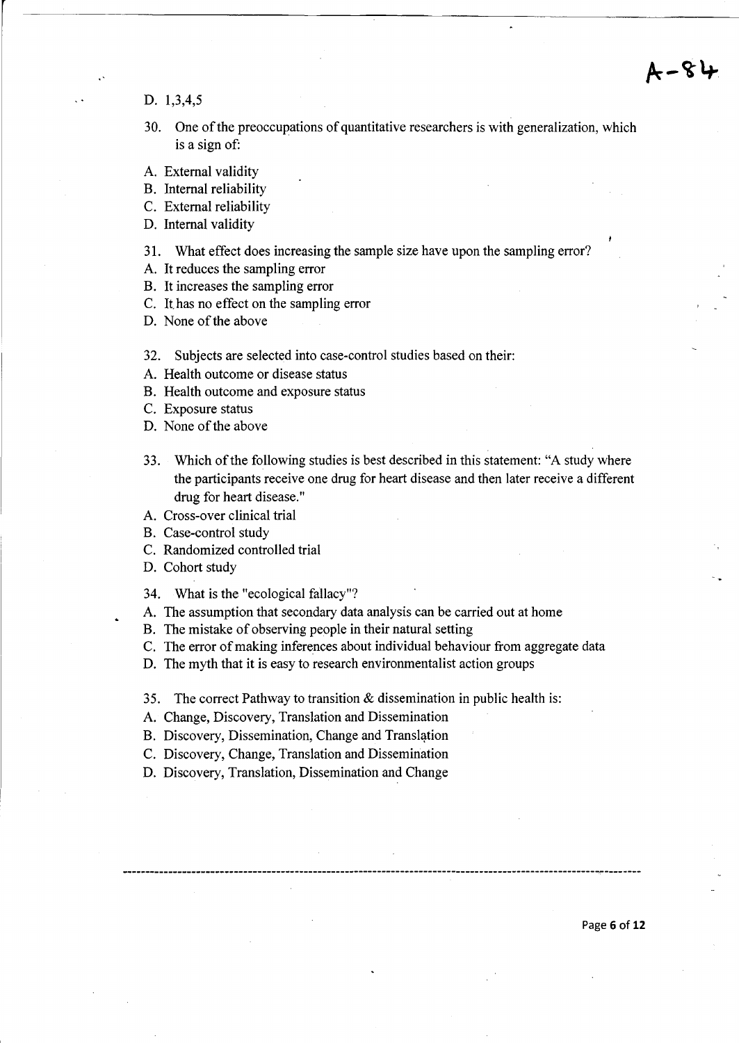D. 1,3,4,5

30. One of the preoccupations of quantitative researchers is with generalization, which is a sign of:

A. External validity
B. Internal reliability
C. External reliability
D. Internal validity

31. What effect does increasing the sample size have upon the sampling error?

A. It reduces the sampling error
B. It increases the sampling error
C. It has no effect on the sampling error
D. None of the above

32. Subjects are selected into case-control studies based on their:

A. Health outcome or disease status
B. Health outcome and exposure status
C. Exposure status
D. None of the above

33. Which of the following studies is best described in this statement: "A study where the participants receive one drug for heart disease and then later receive a different drug for heart disease."

A. Cross-over clinical trial
B. Case-control study
C. Randomized controlled trial
D. Cohort study

34. What is the "ecological fallacy"?

A. The assumption that secondary data analysis can be carried out at home
B. The mistake of observing people in their natural setting
C. The error of making inferences about individual behaviour from aggregate data
D. The myth that it is easy to research environmentalist action groups

35. The correct Pathway to transition & dissemination in public health is:

A. Change, Discovery, Translation and Dissemination
B. Discovery, Dissemination, Change and Translation
C. Discovery, Change, Translation and Dissemination
D. Discovery, Translation, Dissemination and Change

---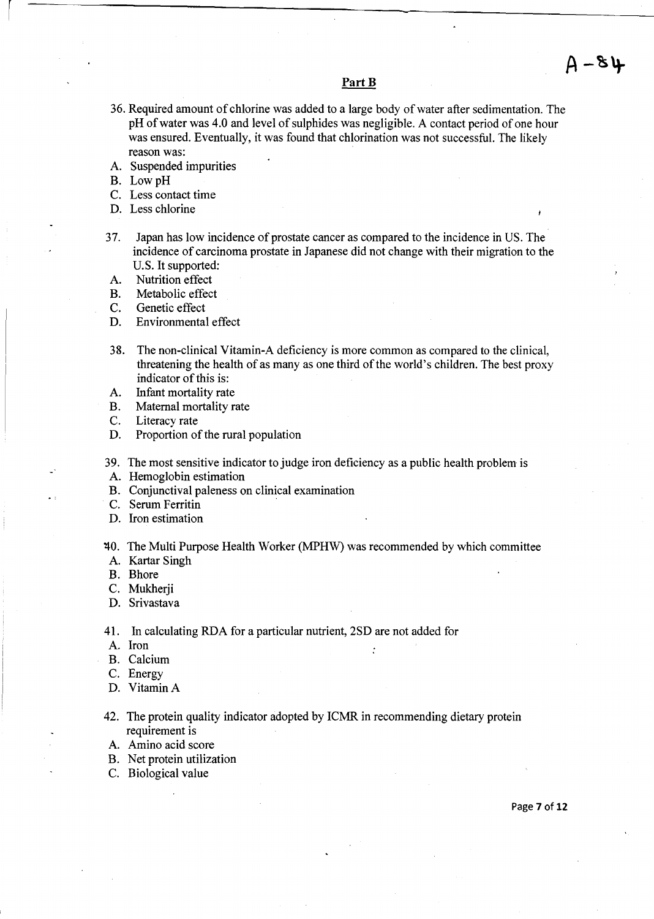## Part B

36. Required amount of chlorine was added to a large body of water after sedimentation. The pH of water was 4.0 and level of sulphides was negligible. A contact period of one hour was ensured. Eventually, it was found that chlorination was not successful. The likely reason was:
   A. Suspended impurities
   B. Low pH
   C. Less contact time
   D. Less chlorine

37. Japan has low incidence of prostate cancer as compared to the incidence in US. The incidence of carcinoma prostate in Japanese did not change with their migration to the U.S. It supported:
   A. Nutrition effect
   B. Metabolic effect
   C. Genetic effect
   D. Environmental effect

38. The non-clinical Vitamin-A deficiency is more common as compared to the clinical, threatening the health of as many as one third of the world's children. The best proxy indicator of this is:
   A. Infant mortality rate
   B. Maternal mortality rate
   C. Literacy rate
   D. Proportion of the rural population

39. The most sensitive indicator to judge iron deficiency as a public health problem is
   A. Hemoglobin estimation
   B. Conjunctival paleness on clinical examination
   C. Serum Ferritin
   D. Iron estimation

40. The Multi Purpose Health Worker (MPHW) was recommended by which committee
   A. Kartar Singh
   B. Bhore
   C. Mukherji
   D. Srivastava

41. In calculating RDA for a particular nutrient, 2SD are not added for
   A. Iron
   B. Calcium
   C. Energy
   D. Vitamin A

42. The protein quality indicator adopted by ICMR in recommending dietary protein requirement is
   A. Amino acid score
   B. Net protein utilization
   C. Biological value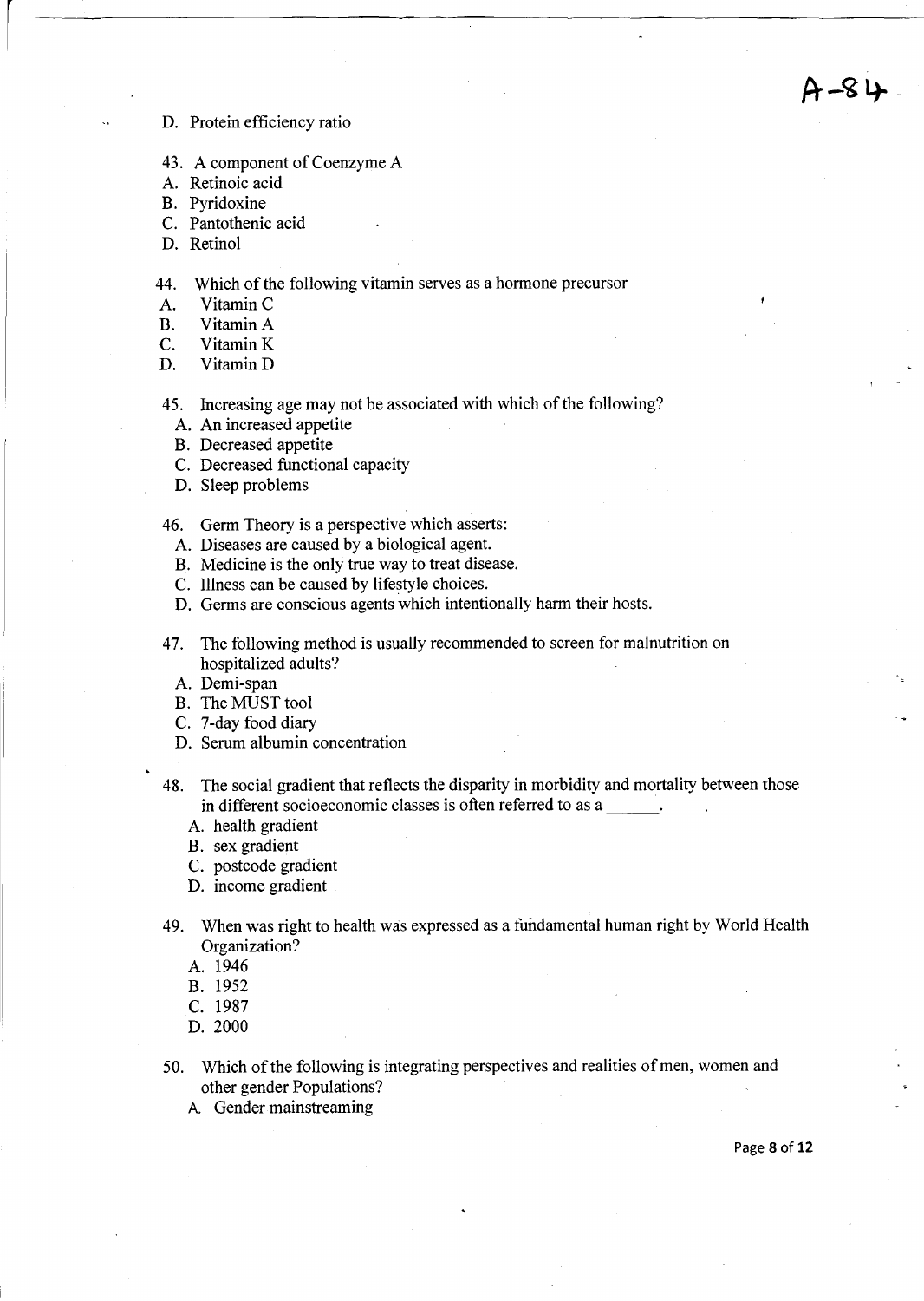D. Protein efficiency ratio

43. A component of Coenzyme A
A. Retinoic acid
B. Pyridoxine
C. Pantothenic acid
D. Retinol

44. Which of the following vitamin serves as a hormone precursor
A. Vitamin C
B. Vitamin A
C. Vitamin K
D. Vitamin D

45. Increasing age may not be associated with which of the following?
A. An increased appetite
B. Decreased appetite
C. Decreased functional capacity
D. Sleep problems

46. Germ Theory is a perspective which asserts:
A. Diseases are caused by a biological agent.
B. Medicine is the only true way to treat disease.
C. Illness can be caused by lifestyle choices.
D. Germs are conscious agents which intentionally harm their hosts.

47. The following method is usually recommended to screen for malnutrition on hospitalized adults?
A. Demi-span
B. The MUST tool
C. 7-day food diary
D. Serum albumin concentration

48. The social gradient that reflects the disparity in morbidity and mortality between those in different socioeconomic classes is often referred to as a ______.
A. health gradient
B. sex gradient
C. postcode gradient
D. income gradient

49. When was right to health was expressed as a fundamental human right by World Health Organization?
A. 1946
B. 1952
C. 1987
D. 2000

50. Which of the following is integrating perspectives and realities of men, women and other gender Populations?
A. Gender mainstreaming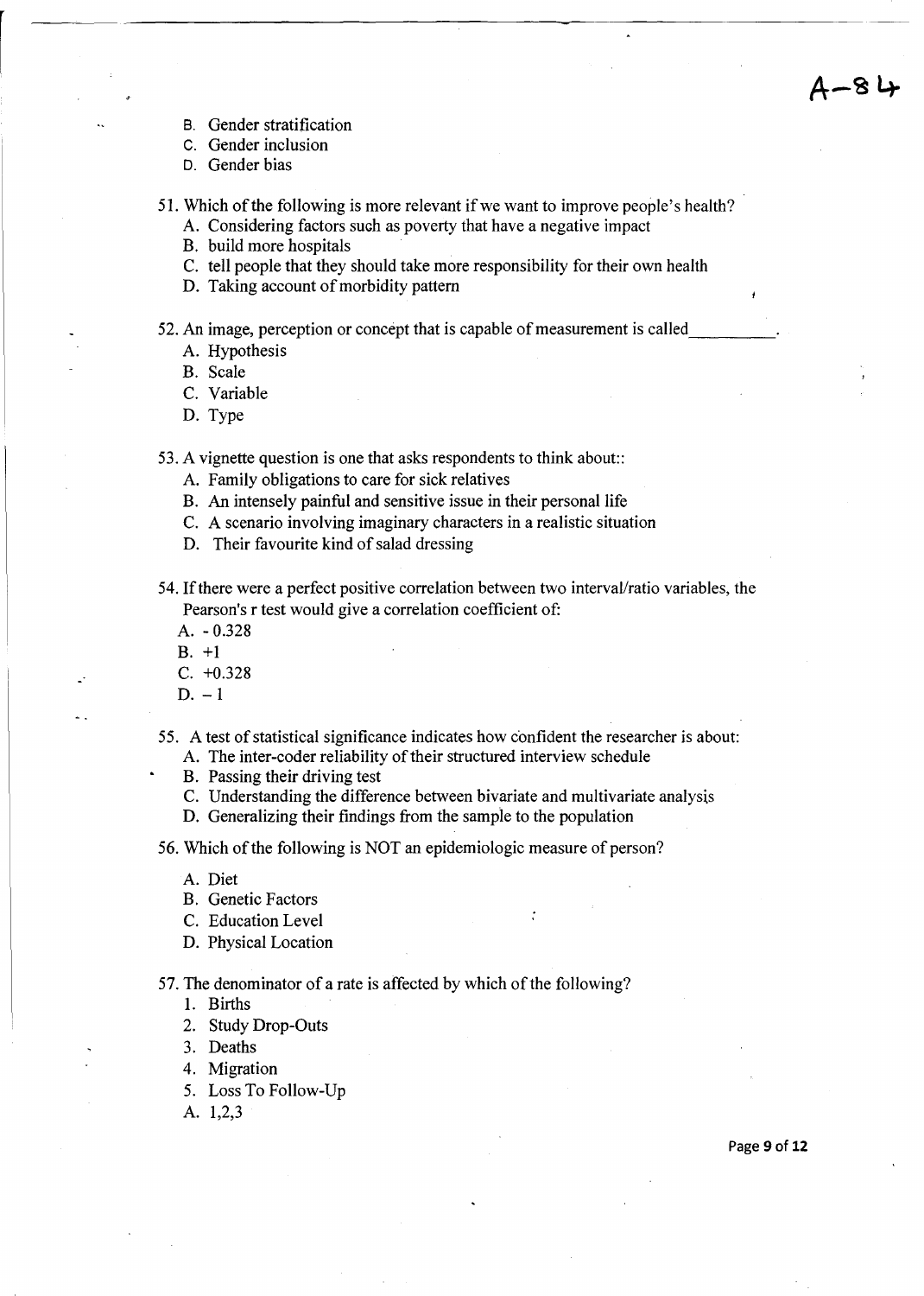B. Gender stratification
C. Gender inclusion
D. Gender bias

51. Which of the following is more relevant if we want to improve people's health?
    A. Considering factors such as poverty that have a negative impact
    B. build more hospitals
    C. tell people that they should take more responsibility for their own health
    D. Taking account of morbidity pattern

52. An image, perception or concept that is capable of measurement is called__________.
    A. Hypothesis
    B. Scale
    C. Variable
    D. Type

53. A vignette question is one that asks respondents to think about::
    A. Family obligations to care for sick relatives
    B. An intensely painful and sensitive issue in their personal life
    C. A scenario involving imaginary characters in a realistic situation
    D. Their favourite kind of salad dressing

54. If there were a perfect positive correlation between two interval/ratio variables, the Pearson's r test would give a correlation coefficient of:
    A. - 0.328
    B. +1
    C. +0.328
    D. – 1

55. A test of statistical significance indicates how confident the researcher is about:
    A. The inter-coder reliability of their structured interview schedule
    B. Passing their driving test
    C. Understanding the difference between bivariate and multivariate analysis
    D. Generalizing their findings from the sample to the population

56. Which of the following is NOT an epidemiologic measure of person?
    A. Diet
    B. Genetic Factors
    C. Education Level
    D. Physical Location

57. The denominator of a rate is affected by which of the following?
    1. Births
    2. Study Drop-Outs
    3. Deaths
    4. Migration
    5. Loss To Follow-Up

    A. 1,2,3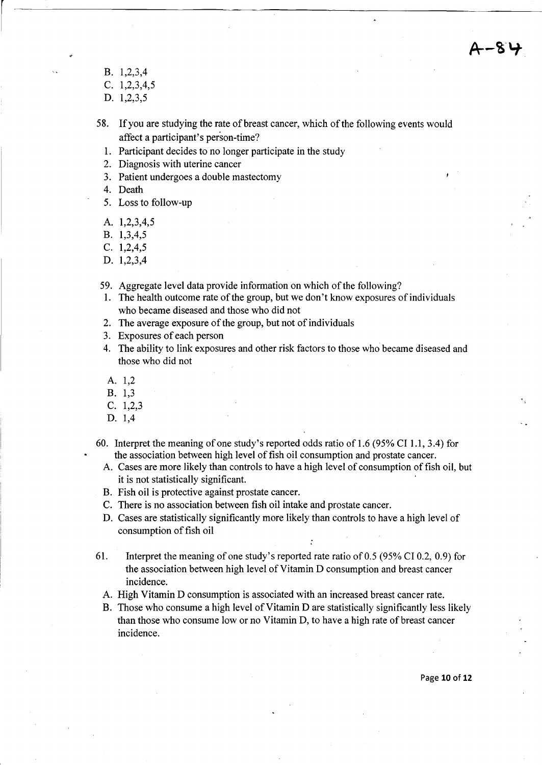A-84

B. 1,2,3,4
C. 1,2,3,4,5
D. 1,2,3,5

58. If you are studying the rate of breast cancer, which of the following events would affect a participant's person-time?
   1. Participant decides to no longer participate in the study
   2. Diagnosis with uterine cancer
   3. Patient undergoes a double mastectomy
   4. Death
   5. Loss to follow-up

   A. 1,2,3,4,5
   B. 1,3,4,5
   C. 1,2,4,5
   D. 1,2,3,4

59. Aggregate level data provide information on which of the following?
   1. The health outcome rate of the group, but we don't know exposures of individuals who became diseased and those who did not
   2. The average exposure of the group, but not of individuals
   3. Exposures of each person
   4. The ability to link exposures and other risk factors to those who became diseased and those who did not

   A. 1,2
   B. 1,3
   C. 1,2,3
   D. 1,4

60. Interpret the meaning of one study's reported odds ratio of 1.6 (95% CI 1.1, 3.4) for the association between high level of fish oil consumption and prostate cancer.
   A. Cases are more likely than controls to have a high level of consumption of fish oil, but it is not statistically significant.
   B. Fish oil is protective against prostate cancer.
   C. There is no association between fish oil intake and prostate cancer.
   D. Cases are statistically significantly more likely than controls to have a high level of consumption of fish oil

61. Interpret the meaning of one study's reported rate ratio of 0.5 (95% CI 0.2, 0.9) for the association between high level of Vitamin D consumption and breast cancer incidence.
   A. High Vitamin D consumption is associated with an increased breast cancer rate.
   B. Those who consume a high level of Vitamin D are statistically significantly less likely than those who consume low or no Vitamin D, to have a high rate of breast cancer incidence.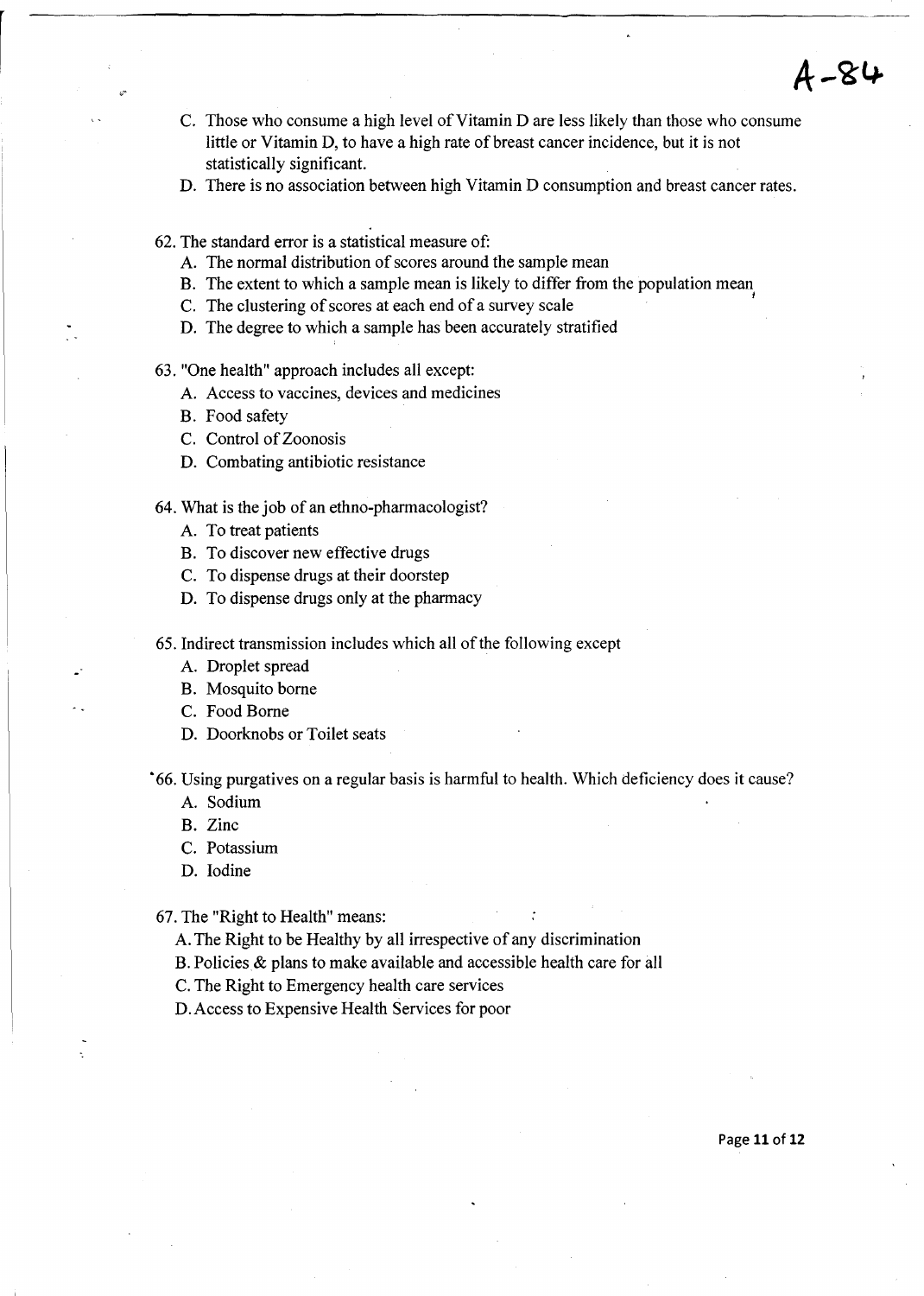C. Those who consume a high level of Vitamin D are less likely than those who consume little or Vitamin D, to have a high rate of breast cancer incidence, but it is not statistically significant.

D. There is no association between high Vitamin D consumption and breast cancer rates.

62. The standard error is a statistical measure of:
    - A. The normal distribution of scores around the sample mean
    - B. The extent to which a sample mean is likely to differ from the population mean
    - C. The clustering of scores at each end of a survey scale
    - D. The degree to which a sample has been accurately stratified

63. "One health" approach includes all except:
    - A. Access to vaccines, devices and medicines
    - B. Food safety
    - C. Control of Zoonosis
    - D. Combating antibiotic resistance

64. What is the job of an ethno-pharmacologist?
    - A. To treat patients
    - B. To discover new effective drugs
    - C. To dispense drugs at their doorstep
    - D. To dispense drugs only at the pharmacy

65. Indirect transmission includes which all of the following except
    - A. Droplet spread
    - B. Mosquito borne
    - C. Food Borne
    - D. Doorknobs or Toilet seats

66. Using purgatives on a regular basis is harmful to health. Which deficiency does it cause?
    - A. Sodium
    - B. Zinc
    - C. Potassium
    - D. Iodine

67. The "Right to Health" means:
    - A. The Right to be Healthy by all irrespective of any discrimination
    - B. Policies & plans to make available and accessible health care for all
    - C. The Right to Emergency health care services
    - D. Access to Expensive Health Services for poor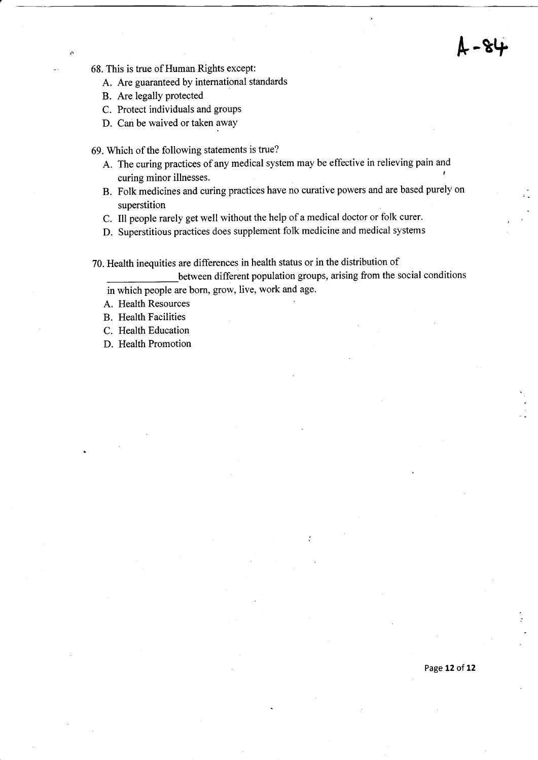A-84

68. This is true of Human Rights except:
   A. Are guaranteed by international standards
   B. Are legally protected
   C. Protect individuals and groups
   D. Can be waived or taken away

69. Which of the following statements is true?
   A. The curing practices of any medical system may be effective in relieving pain and curing minor illnesses.
   B. Folk medicines and curing practices have no curative powers and are based purely on superstition
   C. Ill people rarely get well without the help of a medical doctor or folk curer.
   D. Superstitious practices does supplement folk medicine and medical systems

70. Health inequities are differences in health status or in the distribution of _____________between different population groups, arising from the social conditions in which people are born, grow, live, work and age.
   A. Health Resources
   B. Health Facilities
   C. Health Education
   D. Health Promotion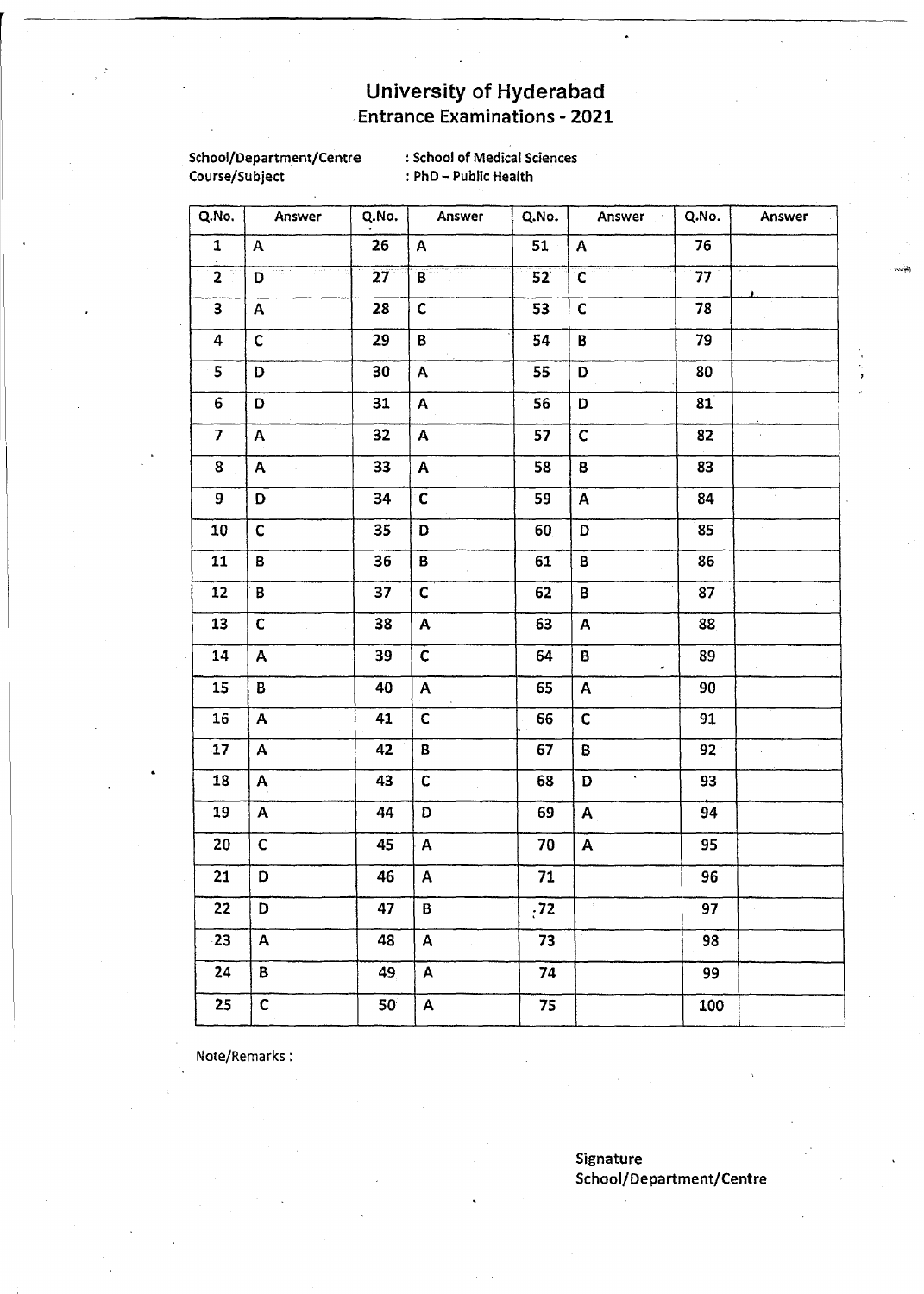# University of Hyderabad
## Entrance Examinations - 2021

School/Department/Centre : School of Medical Sciences
Course/Subject : PhD – Public Health

| Q.No. | Answer | Q.No. | Answer | Q.No. | Answer | Q.No. | Answer |
|---|---|---|---|---|---|---|---|
| 1 | A | 26 | A | 51 | A | 76 | |
| 2 | D | 27 | B | 52 | C | 77 | |
| 3 | A | 28 | C | 53 | C | 78 | |
| 4 | C | 29 | B | 54 | B | 79 | |
| 5 | D | 30 | A | 55 | D | 80 | |
| 6 | D | 31 | A | 56 | D | 81 | |
| 7 | A | 32 | A | 57 | C | 82 | |
| 8 | A | 33 | A | 58 | B | 83 | |
| 9 | D | 34 | C | 59 | A | 84 | |
| 10 | C | 35 | D | 60 | D | 85 | |
| 11 | B | 36 | B | 61 | B | 86 | |
| 12 | B | 37 | C | 62 | B | 87 | |
| 13 | C | 38 | A | 63 | A | 88 | |
| 14 | A | 39 | C | 64 | B | 89 | |
| 15 | B | 40 | A | 65 | A | 90 | |
| 16 | A | 41 | C | 66 | C | 91 | |
| 17 | A | 42 | B | 67 | B | 92 | |
| 18 | A | 43 | C | 68 | D | 93 | |
| 19 | A | 44 | D | 69 | A | 94 | |
| 20 | C | 45 | A | 70 | A | 95 | |
| 21 | D | 46 | A | 71 | | 96 | |
| 22 | D | 47 | B | 72 | | 97 | |
| 23 | A | 48 | A | 73 | | 98 | |
| 24 | B | 49 | A | 74 | | 99 | |
| 25 | C | 50 | A | 75 | | 100 | |

Note/Remarks :

Signature
School/Department/Centre